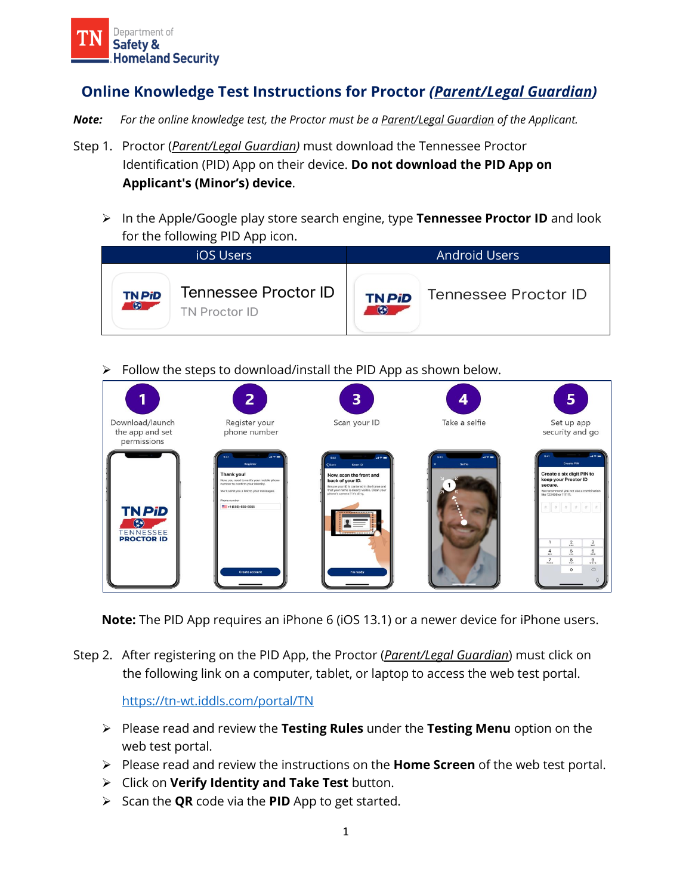# Online Knowledge Test Instructions for Proctor *(Parent/Legal Guardian)*

***Note:*** *For the online knowledge test, the Proctor must be a Parent/Legal Guardian of the Applicant.*

Step 1. Proctor (*Parent/Legal Guardian)* must download the Tennessee Proctor Identification (PID) App on their device. **Do not download the PID App on Applicant's (Minor's) device**.

- In the Apple/Google play store search engine, type **Tennessee Proctor ID** and look for the following PID App icon.

| iOS Users | Android Users |
|---|---|
| Tennessee Proctor ID<br>TN Proctor ID | Tennessee Proctor ID |

- Follow the steps to download/install the PID App as shown below.

1. Download/launch the app and set permissions
2. Register your phone number
3. Scan your ID
4. Take a selfie
5. Set up app security and go

**Note:** The PID App requires an iPhone 6 (iOS 13.1) or a newer device for iPhone users.

Step 2. After registering on the PID App, the Proctor (*Parent/Legal Guardian*) must click on the following link on a computer, tablet, or laptop to access the web test portal.

https://tn-wt.iddls.com/portal/TN

- Please read and review the **Testing Rules** under the **Testing Menu** option on the web test portal.
- Please read and review the instructions on the **Home Screen** of the web test portal.
- Click on **Verify Identity and Take Test** button.
- Scan the **QR** code via the **PID** App to get started.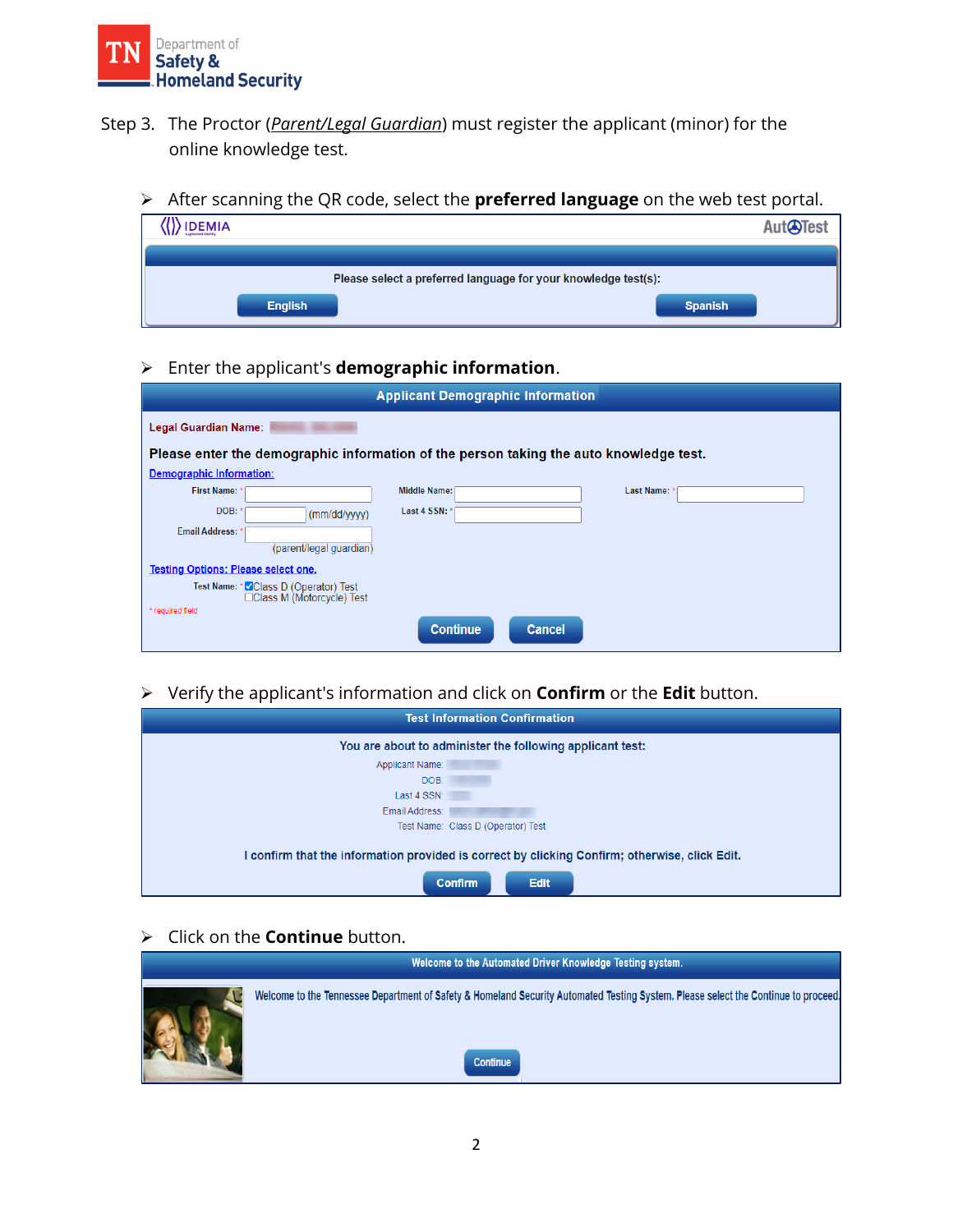Step 3. The Proctor (*Parent/Legal Guardian*) must register the applicant (minor) for the online knowledge test.

- After scanning the QR code, select the **preferred language** on the web test portal.

IDEMIA AutoTest

Please select a preferred language for your knowledge test(s):

English Spanish

- Enter the applicant's **demographic information**.

**Applicant Demographic Information**

Legal Guardian Name:

**Please enter the demographic information of the person taking the auto knowledge test.**

Demographic Information:

First Name: * Middle Name: Last Name: *

DOB: * (mm/dd/yyyy) Last 4 SSN: *

Email Address: * (parent/legal guardian)

Testing Options: Please select one.

Test Name: * ☑ Class D (Operator) Test
☐ Class M (Motorcycle) Test

* required field

Continue Cancel

- Verify the applicant's information and click on **Confirm** or the **Edit** button.

**Test Information Confirmation**

You are about to administer the following applicant test:

Applicant Name:
DOB:
Last 4 SSN:
Email Address:
Test Name: Class D (Operator) Test

I confirm that the information provided is correct by clicking Confirm; otherwise, click Edit.

Confirm Edit

- Click on the **Continue** button.

**Welcome to the Automated Driver Knowledge Testing system.**

Welcome to the Tennessee Department of Safety & Homeland Security Automated Testing System. Please select the Continue to proceed.

Continue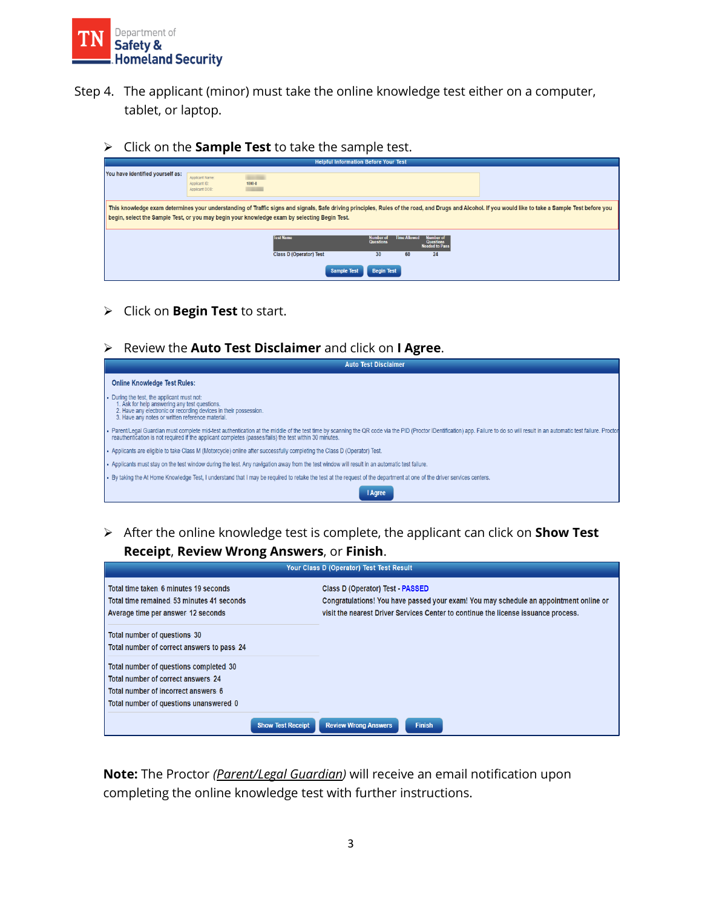Step 4. The applicant (minor) must take the online knowledge test either on a computer, tablet, or laptop.

- Click on the **Sample Test** to take the sample test.

**Helpful Information Before Your Test**

You have identified yourself as:

Applicant Name:
Applicant ID: 1000-8
Applicant DOB:

This knowledge exam determines your understanding of Traffic signs and signals, Safe driving principles, Rules of the road, and Drugs and Alcohol. If you would like to take a Sample Test before you begin, select the Sample Test, or you may begin your knowledge exam by selecting Begin Test.

| Test Name | Number of Questions | Time Allowed | Number of Questions Needed to Pass |
|---|---|---|---|
| Class D (Operator) Test | 30 | 60 | 24 |

Sample Test | Begin Test

- Click on **Begin Test** to start.

- Review the **Auto Test Disclaimer** and click on **I Agree**.

**Auto Test Disclaimer**

Online Knowledge Test Rules:

- During the test, the applicant must not:
  1. Ask for help answering any test questions.
  2. Have any electronic or recording devices in their possession.
  3. Have any notes or written reference material.
- Parent/Legal Guardian must complete mid-test authentication at the middle of the test time by scanning the QR code via the PID (Proctor IDentification) app. Failure to do so will result in an automatic test failure. Proctor reauthentication is not required if the applicant completes (passes/fails) the test within 30 minutes.
- Applicants are eligible to take Class M (Motorcycle) online after successfully completing the Class D (Operator) Test.
- Applicants must stay on the test window during the test. Any navigation away from the test window will result in an automatic test failure.
- By taking the At Home Knowledge Test, I understand that I may be required to retake the test at the request of the department at one of the driver services centers.

I Agree

- After the online knowledge test is complete, the applicant can click on **Show Test Receipt**, **Review Wrong Answers**, or **Finish**.

**Your Class D (Operator) Test Test Result**

Total time taken: 6 minutes 19 seconds
Total time remained: 53 minutes 41 seconds
Average time per answer: 12 seconds

Total number of questions: 30
Total number of correct answers to pass: 24

Total number of questions completed: 30
Total number of correct answers: 24
Total number of incorrect answers: 6
Total number of questions unanswered: 0

Class D (Operator) Test - PASSED
Congratulations! You have passed your exam! You may schedule an appointment online or visit the nearest Driver Services Center to continue the license issuance process.

Show Test Receipt | Review Wrong Answers | Finish

**Note:** The Proctor *(Parent/Legal Guardian)* will receive an email notification upon completing the online knowledge test with further instructions.